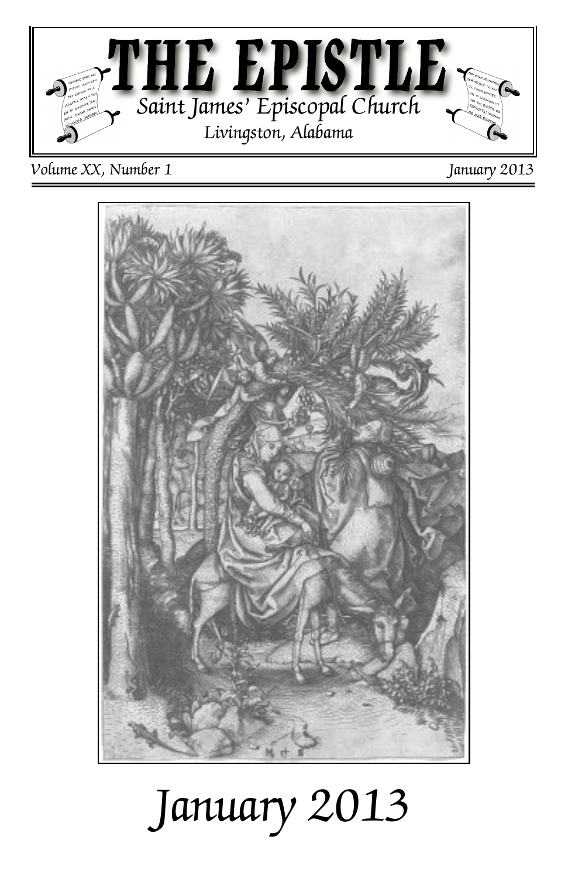# THE EPISTLE

Saint James' Episcopal Church

Livingston, Alabama

*Volume XX, Number 1* *January 2013*

# *January 2013*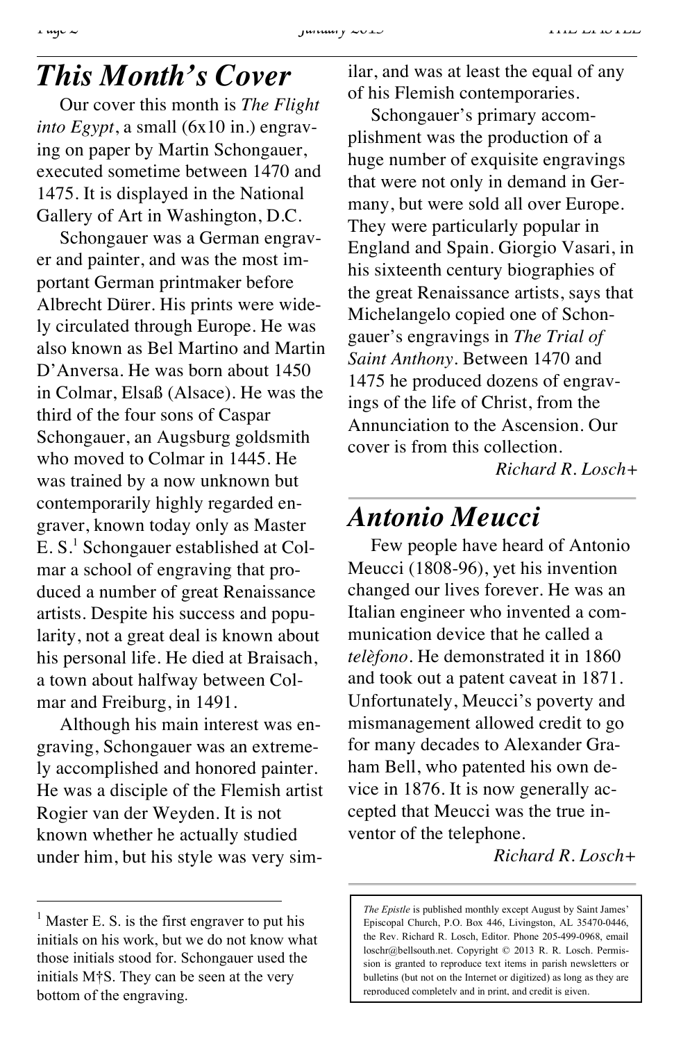## This Month's Cover

Our cover this month is *The Flight into Egypt*, a small (6x10 in.) engraving on paper by Martin Schongauer, executed sometime between 1470 and 1475. It is displayed in the National Gallery of Art in Washington, D.C.

Schongauer was a German engraver and painter, and was the most important German printmaker before Albrecht Dürer. His prints were widely circulated through Europe. He was also known as Bel Martino and Martin D'Anversa. He was born about 1450 in Colmar, Elsaß (Alsace). He was the third of the four sons of Caspar Schongauer, an Augsburg goldsmith who moved to Colmar in 1445. He was trained by a now unknown but contemporarily highly regarded engraver, known today only as Master E. S.[1] Schongauer established at Colmar a school of engraving that produced a number of great Renaissance artists. Despite his success and popularity, not a great deal is known about his personal life. He died at Braisach, a town about halfway between Colmar and Freiburg, in 1491.

Although his main interest was engraving, Schongauer was an extremely accomplished and honored painter. He was a disciple of the Flemish artist Rogier van der Weyden. It is not known whether he actually studied under him, but his style was very similar, and was at least the equal of any of his Flemish contemporaries.

Schongauer's primary accomplishment was the production of a huge number of exquisite engravings that were not only in demand in Germany, but were sold all over Europe. They were particularly popular in England and Spain. Giorgio Vasari, in his sixteenth century biographies of the great Renaissance artists, says that Michelangelo copied one of Schongauer's engravings in *The Trial of Saint Anthony*. Between 1470 and 1475 he produced dozens of engravings of the life of Christ, from the Annunciation to the Ascension. Our cover is from this collection.

*Richard R. Losch+*

[1] Master E. S. is the first engraver to put his initials on his work, but we do not know what those initials stood for. Schongauer used the initials M†S. They can be seen at the very bottom of the engraving.

## Antonio Meucci

Few people have heard of Antonio Meucci (1808-96), yet his invention changed our lives forever. He was an Italian engineer who invented a communication device that he called a *telèfono*. He demonstrated it in 1860 and took out a patent caveat in 1871. Unfortunately, Meucci's poverty and mismanagement allowed credit to go for many decades to Alexander Graham Bell, who patented his own device in 1876. It is now generally accepted that Meucci was the true inventor of the telephone.

*Richard R. Losch+*

*The Epistle* is published monthly except August by Saint James' Episcopal Church, P.O. Box 446, Livingston, AL 35470-0446, the Rev. Richard R. Losch, Editor. Phone 205-499-0968, email loschr@bellsouth.net. Copyright © 2013 R. R. Losch. Permission is granted to reproduce text items in parish newsletters or bulletins (but not on the Internet or digitized) as long as they are reproduced completely and in print, and credit is given.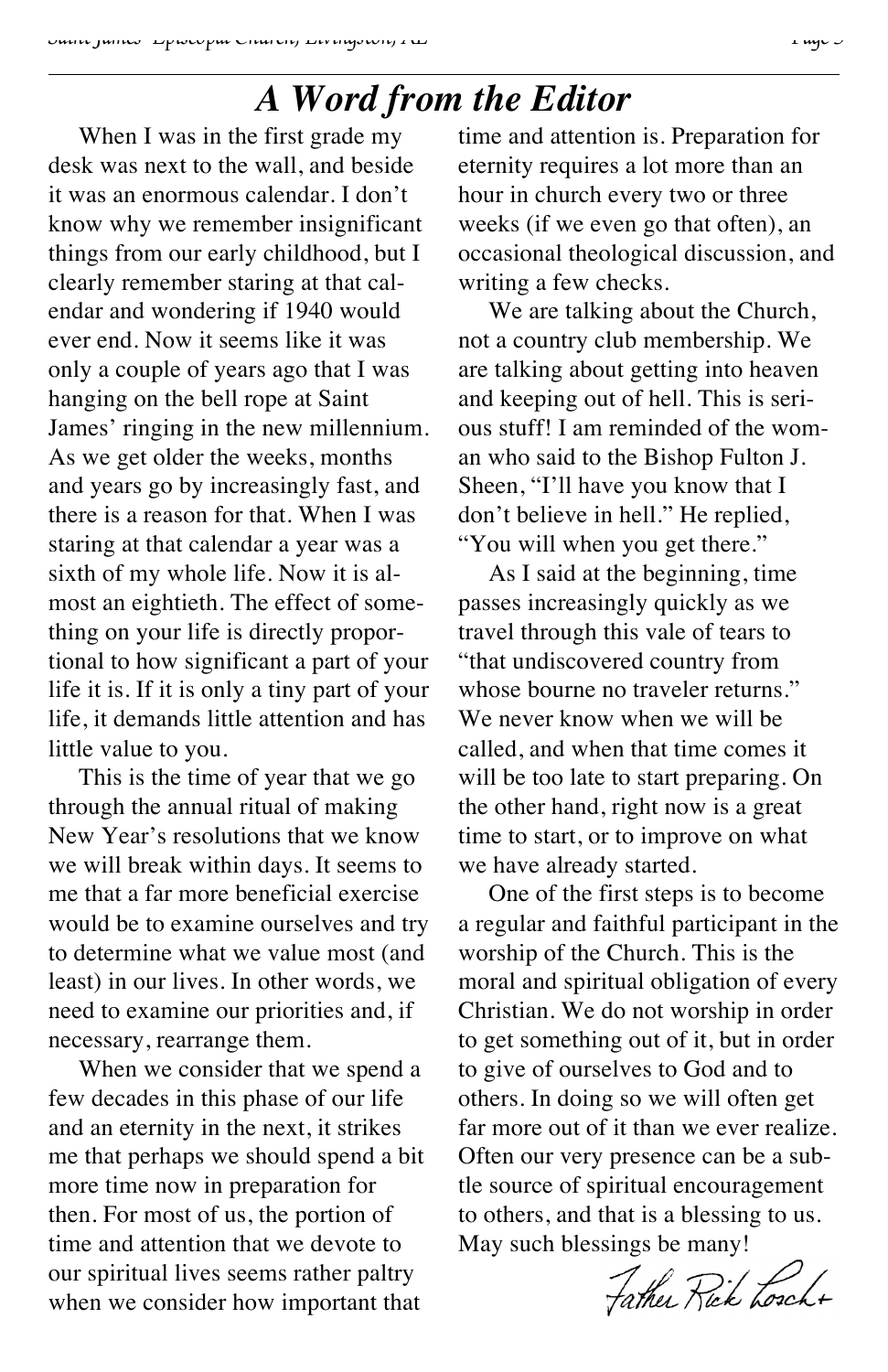# *A Word from the Editor*

When I was in the first grade my desk was next to the wall, and beside it was an enormous calendar. I don't know why we remember insignificant things from our early childhood, but I clearly remember staring at that calendar and wondering if 1940 would ever end. Now it seems like it was only a couple of years ago that I was hanging on the bell rope at Saint James' ringing in the new millennium. As we get older the weeks, months and years go by increasingly fast, and there is a reason for that. When I was staring at that calendar a year was a sixth of my whole life. Now it is almost an eightieth. The effect of something on your life is directly proportional to how significant a part of your life it is. If it is only a tiny part of your life, it demands little attention and has little value to you.

This is the time of year that we go through the annual ritual of making New Year's resolutions that we know we will break within days. It seems to me that a far more beneficial exercise would be to examine ourselves and try to determine what we value most (and least) in our lives. In other words, we need to examine our priorities and, if necessary, rearrange them.

When we consider that we spend a few decades in this phase of our life and an eternity in the next, it strikes me that perhaps we should spend a bit more time now in preparation for then. For most of us, the portion of time and attention that we devote to our spiritual lives seems rather paltry when we consider how important that time and attention is. Preparation for eternity requires a lot more than an hour in church every two or three weeks (if we even go that often), an occasional theological discussion, and writing a few checks.

We are talking about the Church, not a country club membership. We are talking about getting into heaven and keeping out of hell. This is serious stuff! I am reminded of the woman who said to the Bishop Fulton J. Sheen, "I'll have you know that I don't believe in hell." He replied, "You will when you get there."

As I said at the beginning, time passes increasingly quickly as we travel through this vale of tears to "that undiscovered country from whose bourne no traveler returns." We never know when we will be called, and when that time comes it will be too late to start preparing. On the other hand, right now is a great time to start, or to improve on what we have already started.

One of the first steps is to become a regular and faithful participant in the worship of the Church. This is the moral and spiritual obligation of every Christian. We do not worship in order to get something out of it, but in order to give of ourselves to God and to others. In doing so we will often get far more out of it than we ever realize. Often our very presence can be a subtle source of spiritual encouragement to others, and that is a blessing to us. May such blessings be many!

*Father Rick Losch+*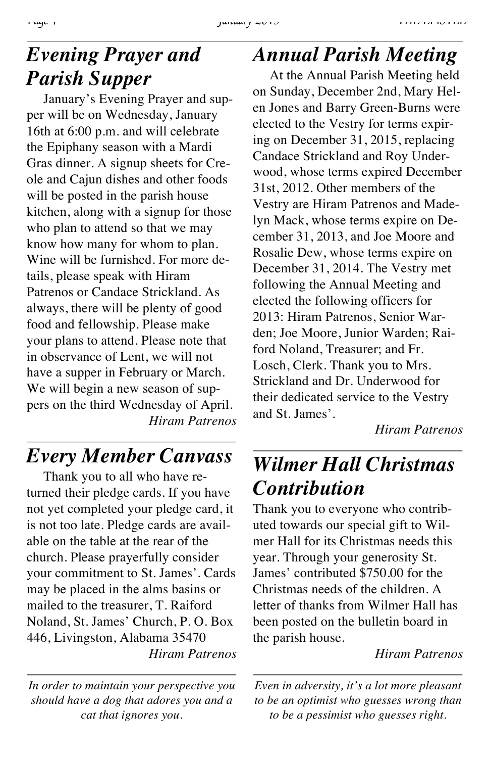## *Evening Prayer and Parish Supper*

January's Evening Prayer and supper will be on Wednesday, January 16th at 6:00 p.m. and will celebrate the Epiphany season with a Mardi Gras dinner. A signup sheets for Creole and Cajun dishes and other foods will be posted in the parish house kitchen, along with a signup for those who plan to attend so that we may know how many for whom to plan. Wine will be furnished. For more details, please speak with Hiram Patrenos or Candace Strickland. As always, there will be plenty of good food and fellowship. Please make your plans to attend. Please note that in observance of Lent, we will not have a supper in February or March. We will begin a new season of suppers on the third Wednesday of April.

*Hiram Patrenos*

## *Every Member Canvass*

Thank you to all who have returned their pledge cards. If you have not yet completed your pledge card, it is not too late. Pledge cards are available on the table at the rear of the church. Please prayerfully consider your commitment to St. James'. Cards may be placed in the alms basins or mailed to the treasurer, T. Raiford Noland, St. James' Church, P. O. Box 446, Livingston, Alabama 35470

*Hiram Patrenos*

*In order to maintain your perspective you should have a dog that adores you and a cat that ignores you.*

## *Annual Parish Meeting*

At the Annual Parish Meeting held on Sunday, December 2nd, Mary Helen Jones and Barry Green-Burns were elected to the Vestry for terms expiring on December 31, 2015, replacing Candace Strickland and Roy Underwood, whose terms expired December 31st, 2012. Other members of the Vestry are Hiram Patrenos and Madelyn Mack, whose terms expire on December 31, 2013, and Joe Moore and Rosalie Dew, whose terms expire on December 31, 2014. The Vestry met following the Annual Meeting and elected the following officers for 2013: Hiram Patrenos, Senior Warden; Joe Moore, Junior Warden; Raiford Noland, Treasurer; and Fr. Losch, Clerk. Thank you to Mrs. Strickland and Dr. Underwood for their dedicated service to the Vestry and St. James'.

*Hiram Patrenos*

## *Wilmer Hall Christmas Contribution*

Thank you to everyone who contributed towards our special gift to Wilmer Hall for its Christmas needs this year. Through your generosity St. James' contributed $750.00 for the Christmas needs of the children. A letter of thanks from Wilmer Hall has been posted on the bulletin board in the parish house.

*Hiram Patrenos*

*Even in adversity, it's a lot more pleasant to be an optimist who guesses wrong than to be a pessimist who guesses right.*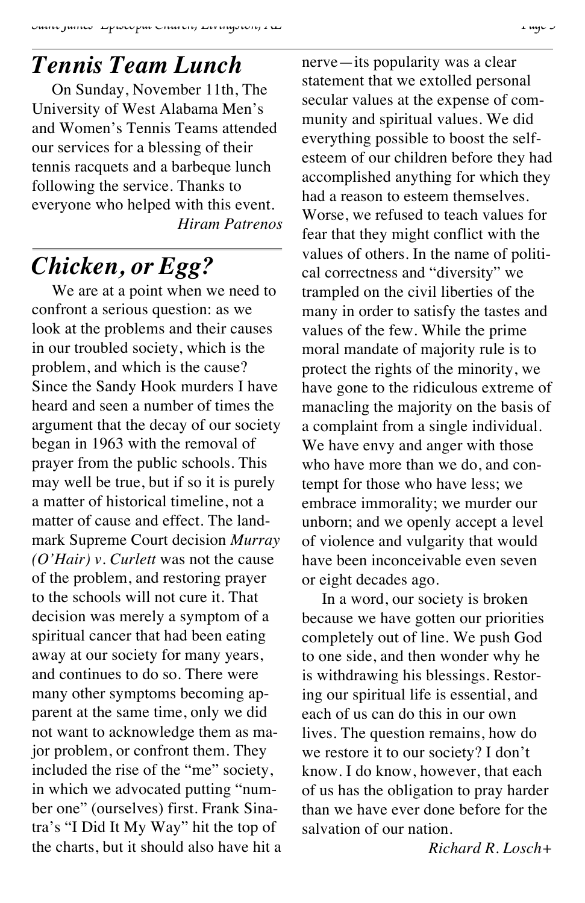## *Tennis Team Lunch*

On Sunday, November 11th, The University of West Alabama Men's and Women's Tennis Teams attended our services for a blessing of their tennis racquets and a barbeque lunch following the service. Thanks to everyone who helped with this event.

*Hiram Patrenos*

## *Chicken, or Egg?*

We are at a point when we need to confront a serious question: as we look at the problems and their causes in our troubled society, which is the problem, and which is the cause? Since the Sandy Hook murders I have heard and seen a number of times the argument that the decay of our society began in 1963 with the removal of prayer from the public schools. This may well be true, but if so it is purely a matter of historical timeline, not a matter of cause and effect. The landmark Supreme Court decision *Murray (O'Hair) v. Curlett* was not the cause of the problem, and restoring prayer to the schools will not cure it. That decision was merely a symptom of a spiritual cancer that had been eating away at our society for many years, and continues to do so. There were many other symptoms becoming apparent at the same time, only we did not want to acknowledge them as major problem, or confront them. They included the rise of the "me" society, in which we advocated putting "number one" (ourselves) first. Frank Sinatra's "I Did It My Way" hit the top of the charts, but it should also have hit a nerve—its popularity was a clear statement that we extolled personal secular values at the expense of community and spiritual values. We did everything possible to boost the self-esteem of our children before they had accomplished anything for which they had a reason to esteem themselves. Worse, we refused to teach values for fear that they might conflict with the values of others. In the name of political correctness and "diversity" we trampled on the civil liberties of the many in order to satisfy the tastes and values of the few. While the prime moral mandate of majority rule is to protect the rights of the minority, we have gone to the ridiculous extreme of manacling the majority on the basis of a complaint from a single individual. We have envy and anger with those who have more than we do, and contempt for those who have less; we embrace immorality; we murder our unborn; and we openly accept a level of violence and vulgarity that would have been inconceivable even seven or eight decades ago.

In a word, our society is broken because we have gotten our priorities completely out of line. We push God to one side, and then wonder why he is withdrawing his blessings. Restoring our spiritual life is essential, and each of us can do this in our own lives. The question remains, how do we restore it to our society? I don't know. I do know, however, that each of us has the obligation to pray harder than we have ever done before for the salvation of our nation.

*Richard R. Losch+*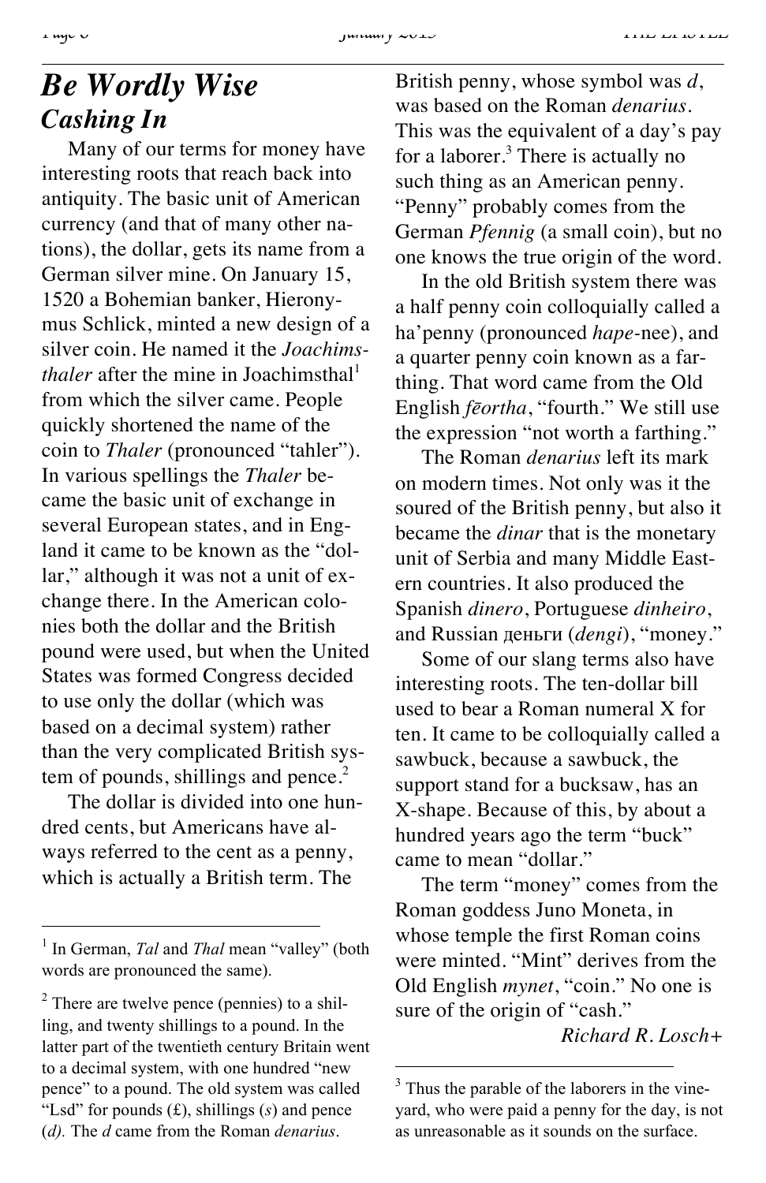# Be Wordly Wise

## Cashing In

Many of our terms for money have interesting roots that reach back into antiquity. The basic unit of American currency (and that of many other nations), the dollar, gets its name from a German silver mine. On January 15, 1520 a Bohemian banker, Hieronymus Schlick, minted a new design of a silver coin. He named it the *Joachimsthaler* after the mine in Joachimsthal[1] from which the silver came. People quickly shortened the name of the coin to *Thaler* (pronounced "tahler"). In various spellings the *Thaler* became the basic unit of exchange in several European states, and in England it came to be known as the "dollar," although it was not a unit of exchange there. In the American colonies both the dollar and the British pound were used, but when the United States was formed Congress decided to use only the dollar (which was based on a decimal system) rather than the very complicated British system of pounds, shillings and pence.[2]

The dollar is divided into one hundred cents, but Americans have always referred to the cent as a penny, which is actually a British term. The British penny, whose symbol was *d*, was based on the Roman *denarius*. This was the equivalent of a day's pay for a laborer.[3] There is actually no such thing as an American penny. "Penny" probably comes from the German *Pfennig* (a small coin), but no one knows the true origin of the word.

In the old British system there was a half penny coin colloquially called a ha'penny (pronounced *hape*-nee), and a quarter penny coin known as a farthing. That word came from the Old English *fēortha*, "fourth." We still use the expression "not worth a farthing."

The Roman *denarius* left its mark on modern times. Not only was it the soured of the British penny, but also it became the *dinar* that is the monetary unit of Serbia and many Middle Eastern countries. It also produced the Spanish *dinero*, Portuguese *dinheiro*, and Russian деньги (*dengi*), "money."

Some of our slang terms also have interesting roots. The ten-dollar bill used to bear a Roman numeral X for ten. It came to be colloquially called a sawbuck, because a sawbuck, the support stand for a bucksaw, has an X-shape. Because of this, by about a hundred years ago the term "buck" came to mean "dollar."

The term "money" comes from the Roman goddess Juno Moneta, in whose temple the first Roman coins were minted. "Mint" derives from the Old English *mynet*, "coin." No one is sure of the origin of "cash."

*Richard R. Losch+*

---

[1] In German, *Tal* and *Thal* mean "valley" (both words are pronounced the same).

[2] There are twelve pence (pennies) to a shilling, and twenty shillings to a pound. In the latter part of the twentieth century Britain went to a decimal system, with one hundred "new pence" to a pound. The old system was called "Lsd" for pounds (£), shillings (*s*) and pence (*d).* The *d* came from the Roman *denarius*.

[3] Thus the parable of the laborers in the vineyard, who were paid a penny for the day, is not as unreasonable as it sounds on the surface.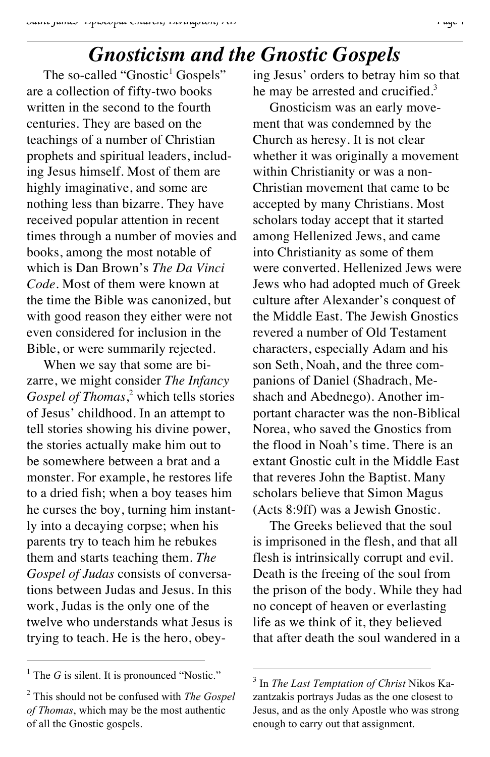# Gnosticism and the Gnostic Gospels

The so-called "Gnostic[1] Gospels" are a collection of fifty-two books written in the second to the fourth centuries. They are based on the teachings of a number of Christian prophets and spiritual leaders, including Jesus himself. Most of them are highly imaginative, and some are nothing less than bizarre. They have received popular attention in recent times through a number of movies and books, among the most notable of which is Dan Brown's *The Da Vinci Code*. Most of them were known at the time the Bible was canonized, but with good reason they either were not even considered for inclusion in the Bible, or were summarily rejected.

When we say that some are bizarre, we might consider *The Infancy Gospel of Thomas*,[2] which tells stories of Jesus' childhood. In an attempt to tell stories showing his divine power, the stories actually make him out to be somewhere between a brat and a monster. For example, he restores life to a dried fish; when a boy teases him he curses the boy, turning him instantly into a decaying corpse; when his parents try to teach him he rebukes them and starts teaching them. *The Gospel of Judas* consists of conversations between Judas and Jesus. In this work, Judas is the only one of the twelve who understands what Jesus is trying to teach. He is the hero, obeying Jesus' orders to betray him so that he may be arrested and crucified.[3]

Gnosticism was an early movement that was condemned by the Church as heresy. It is not clear whether it was originally a movement within Christianity or was a non-Christian movement that came to be accepted by many Christians. Most scholars today accept that it started among Hellenized Jews, and came into Christianity as some of them were converted. Hellenized Jews were Jews who had adopted much of Greek culture after Alexander's conquest of the Middle East. The Jewish Gnostics revered a number of Old Testament characters, especially Adam and his son Seth, Noah, and the three companions of Daniel (Shadrach, Meshach and Abednego). Another important character was the non-Biblical Norea, who saved the Gnostics from the flood in Noah's time. There is an extant Gnostic cult in the Middle East that reveres John the Baptist. Many scholars believe that Simon Magus (Acts 8:9ff) was a Jewish Gnostic.

The Greeks believed that the soul is imprisoned in the flesh, and that all flesh is intrinsically corrupt and evil. Death is the freeing of the soul from the prison of the body. While they had no concept of heaven or everlasting life as we think of it, they believed that after death the soul wandered in a

---

[1] The *G* is silent. It is pronounced "Nostic."

[2] This should not be confused with *The Gospel of Thomas*, which may be the most authentic of all the Gnostic gospels.

[3] In *The Last Temptation of Christ* Nikos Kazantzakis portrays Judas as the one closest to Jesus, and as the only Apostle who was strong enough to carry out that assignment.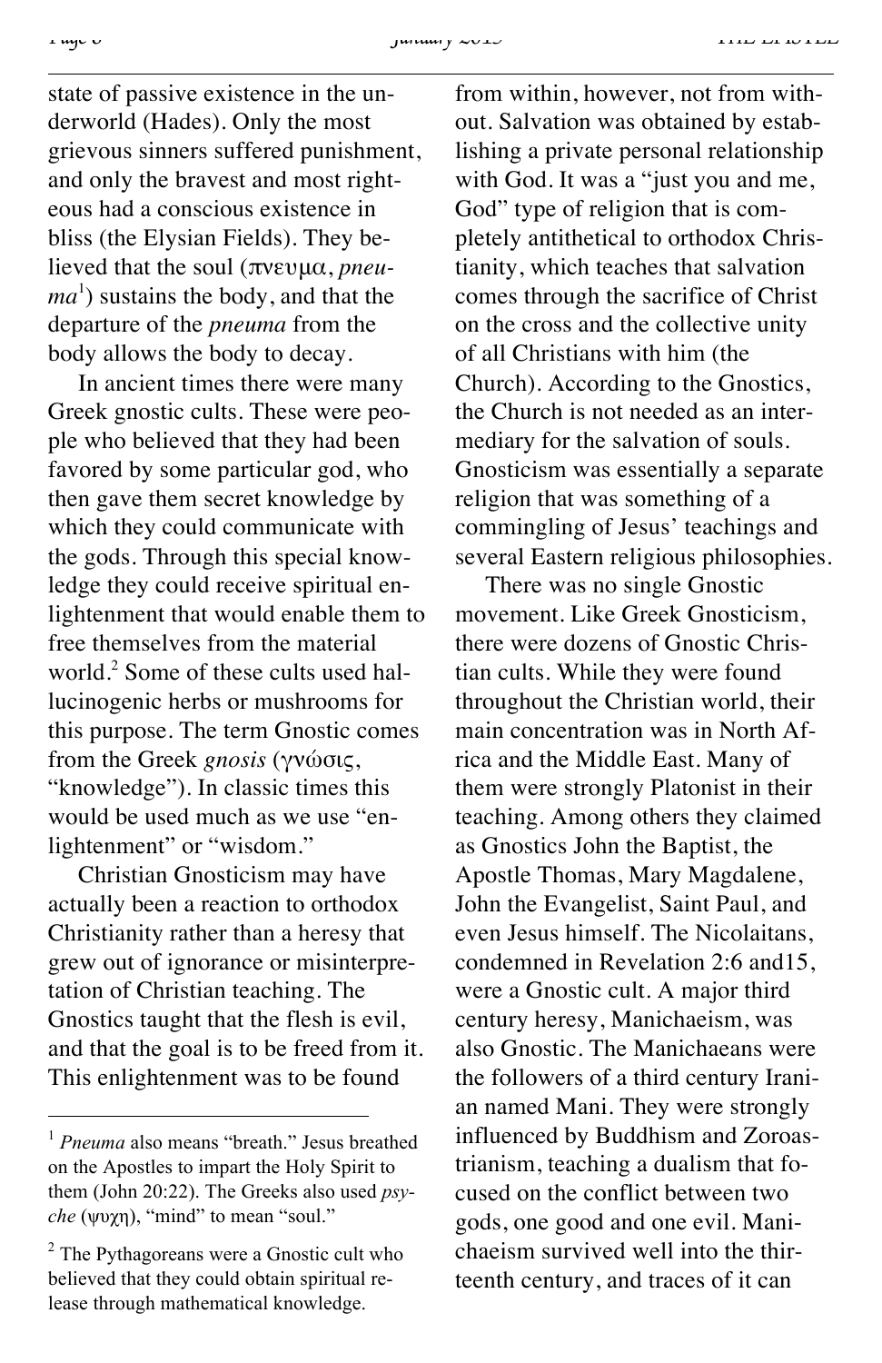state of passive existence in the underworld (Hades). Only the most grievous sinners suffered punishment, and only the bravest and most righteous had a conscious existence in bliss (the Elysian Fields). They believed that the soul (πνευμα, *pneuma*[1]) sustains the body, and that the departure of the *pneuma* from the body allows the body to decay.

In ancient times there were many Greek gnostic cults. These were people who believed that they had been favored by some particular god, who then gave them secret knowledge by which they could communicate with the gods. Through this special knowledge they could receive spiritual enlightenment that would enable them to free themselves from the material world.[2] Some of these cults used hallucinogenic herbs or mushrooms for this purpose. The term Gnostic comes from the Greek *gnosis* (γνώσις, "knowledge"). In classic times this would be used much as we use "enlightenment" or "wisdom."

Christian Gnosticism may have actually been a reaction to orthodox Christianity rather than a heresy that grew out of ignorance or misinterpretation of Christian teaching. The Gnostics taught that the flesh is evil, and that the goal is to be freed from it. This enlightenment was to be found from within, however, not from without. Salvation was obtained by establishing a private personal relationship with God. It was a "just you and me, God" type of religion that is completely antithetical to orthodox Christianity, which teaches that salvation comes through the sacrifice of Christ on the cross and the collective unity of all Christians with him (the Church). According to the Gnostics, the Church is not needed as an intermediary for the salvation of souls. Gnosticism was essentially a separate religion that was something of a commingling of Jesus' teachings and several Eastern religious philosophies.

There was no single Gnostic movement. Like Greek Gnosticism, there were dozens of Gnostic Christian cults. While they were found throughout the Christian world, their main concentration was in North Africa and the Middle East. Many of them were strongly Platonist in their teaching. Among others they claimed as Gnostics John the Baptist, the Apostle Thomas, Mary Magdalene, John the Evangelist, Saint Paul, and even Jesus himself. The Nicolaitans, condemned in Revelation 2:6 and15, were a Gnostic cult. A major third century heresy, Manichaeism, was also Gnostic. The Manichaeans were the followers of a third century Iranian named Mani. They were strongly influenced by Buddhism and Zoroastrianism, teaching a dualism that focused on the conflict between two gods, one good and one evil. Manichaeism survived well into the thirteenth century, and traces of it can

---

[1] *Pneuma* also means "breath." Jesus breathed on the Apostles to impart the Holy Spirit to them (John 20:22). The Greeks also used *psyche* (ψυχη), "mind" to mean "soul."

[2] The Pythagoreans were a Gnostic cult who believed that they could obtain spiritual release through mathematical knowledge.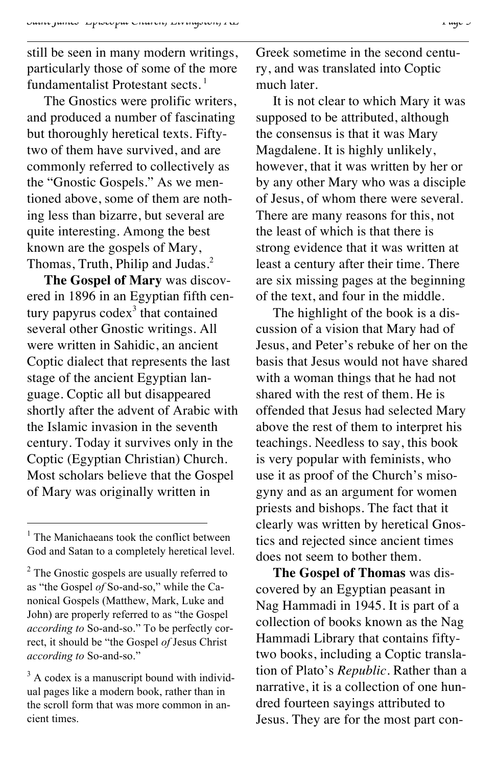still be seen in many modern writings, particularly those of some of the more fundamentalist Protestant sects.[1]

The Gnostics were prolific writers, and produced a number of fascinating but thoroughly heretical texts. Fifty-two of them have survived, and are commonly referred to collectively as the "Gnostic Gospels." As we mentioned above, some of them are nothing less than bizarre, but several are quite interesting. Among the best known are the gospels of Mary, Thomas, Truth, Philip and Judas.[2]

**The Gospel of Mary** was discovered in 1896 in an Egyptian fifth century papyrus codex[3] that contained several other Gnostic writings. All were written in Sahidic, an ancient Coptic dialect that represents the last stage of the ancient Egyptian language. Coptic all but disappeared shortly after the advent of Arabic with the Islamic invasion in the seventh century. Today it survives only in the Coptic (Egyptian Christian) Church. Most scholars believe that the Gospel of Mary was originally written in Greek sometime in the second century, and was translated into Coptic much later.

It is not clear to which Mary it was supposed to be attributed, although the consensus is that it was Mary Magdalene. It is highly unlikely, however, that it was written by her or by any other Mary who was a disciple of Jesus, of whom there were several. There are many reasons for this, not the least of which is that there is strong evidence that it was written at least a century after their time. There are six missing pages at the beginning of the text, and four in the middle.

The highlight of the book is a discussion of a vision that Mary had of Jesus, and Peter's rebuke of her on the basis that Jesus would not have shared with a woman things that he had not shared with the rest of them. He is offended that Jesus had selected Mary above the rest of them to interpret his teachings. Needless to say, this book is very popular with feminists, who use it as proof of the Church's misogyny and as an argument for women priests and bishops. The fact that it clearly was written by heretical Gnostics and rejected since ancient times does not seem to bother them.

**The Gospel of Thomas** was discovered by an Egyptian peasant in Nag Hammadi in 1945. It is part of a collection of books known as the Nag Hammadi Library that contains fifty-two books, including a Coptic translation of Plato's *Republic*. Rather than a narrative, it is a collection of one hundred fourteen sayings attributed to Jesus. They are for the most part con-

---

[1] The Manichaeans took the conflict between God and Satan to a completely heretical level.

[2] The Gnostic gospels are usually referred to as "the Gospel *of* So-and-so," while the Canonical Gospels (Matthew, Mark, Luke and John) are properly referred to as "the Gospel *according to* So-and-so." To be perfectly correct, it should be "the Gospel *of* Jesus Christ *according to* So-and-so."

[3] A codex is a manuscript bound with individual pages like a modern book, rather than in the scroll form that was more common in ancient times.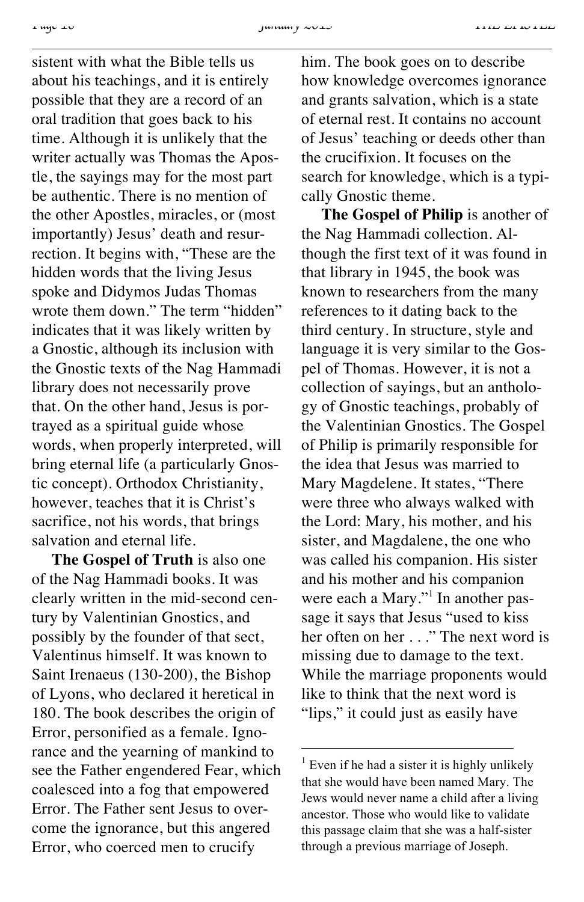sistent with what the Bible tells us about his teachings, and it is entirely possible that they are a record of an oral tradition that goes back to his time. Although it is unlikely that the writer actually was Thomas the Apostle, the sayings may for the most part be authentic. There is no mention of the other Apostles, miracles, or (most importantly) Jesus' death and resurrection. It begins with, "These are the hidden words that the living Jesus spoke and Didymos Judas Thomas wrote them down." The term "hidden" indicates that it was likely written by a Gnostic, although its inclusion with the Gnostic texts of the Nag Hammadi library does not necessarily prove that. On the other hand, Jesus is portrayed as a spiritual guide whose words, when properly interpreted, will bring eternal life (a particularly Gnostic concept). Orthodox Christianity, however, teaches that it is Christ's sacrifice, not his words, that brings salvation and eternal life.

**The Gospel of Truth** is also one of the Nag Hammadi books. It was clearly written in the mid-second century by Valentinian Gnostics, and possibly by the founder of that sect, Valentinus himself. It was known to Saint Irenaeus (130-200), the Bishop of Lyons, who declared it heretical in 180. The book describes the origin of Error, personified as a female. Ignorance and the yearning of mankind to see the Father engendered Fear, which coalesced into a fog that empowered Error. The Father sent Jesus to overcome the ignorance, but this angered Error, who coerced men to crucify him. The book goes on to describe how knowledge overcomes ignorance and grants salvation, which is a state of eternal rest. It contains no account of Jesus' teaching or deeds other than the crucifixion. It focuses on the search for knowledge, which is a typically Gnostic theme.

**The Gospel of Philip** is another of the Nag Hammadi collection. Although the first text of it was found in that library in 1945, the book was known to researchers from the many references to it dating back to the third century. In structure, style and language it is very similar to the Gospel of Thomas. However, it is not a collection of sayings, but an anthology of Gnostic teachings, probably of the Valentinian Gnostics. The Gospel of Philip is primarily responsible for the idea that Jesus was married to Mary Magdelene. It states, "There were three who always walked with the Lord: Mary, his mother, and his sister, and Magdalene, the one who was called his companion. His sister and his mother and his companion were each a Mary."[1] In another passage it says that Jesus "used to kiss her often on her . . ." The next word is missing due to damage to the text. While the marriage proponents would like to think that the next word is "lips," it could just as easily have

[1] Even if he had a sister it is highly unlikely that she would have been named Mary. The Jews would never name a child after a living ancestor. Those who would like to validate this passage claim that she was a half-sister through a previous marriage of Joseph.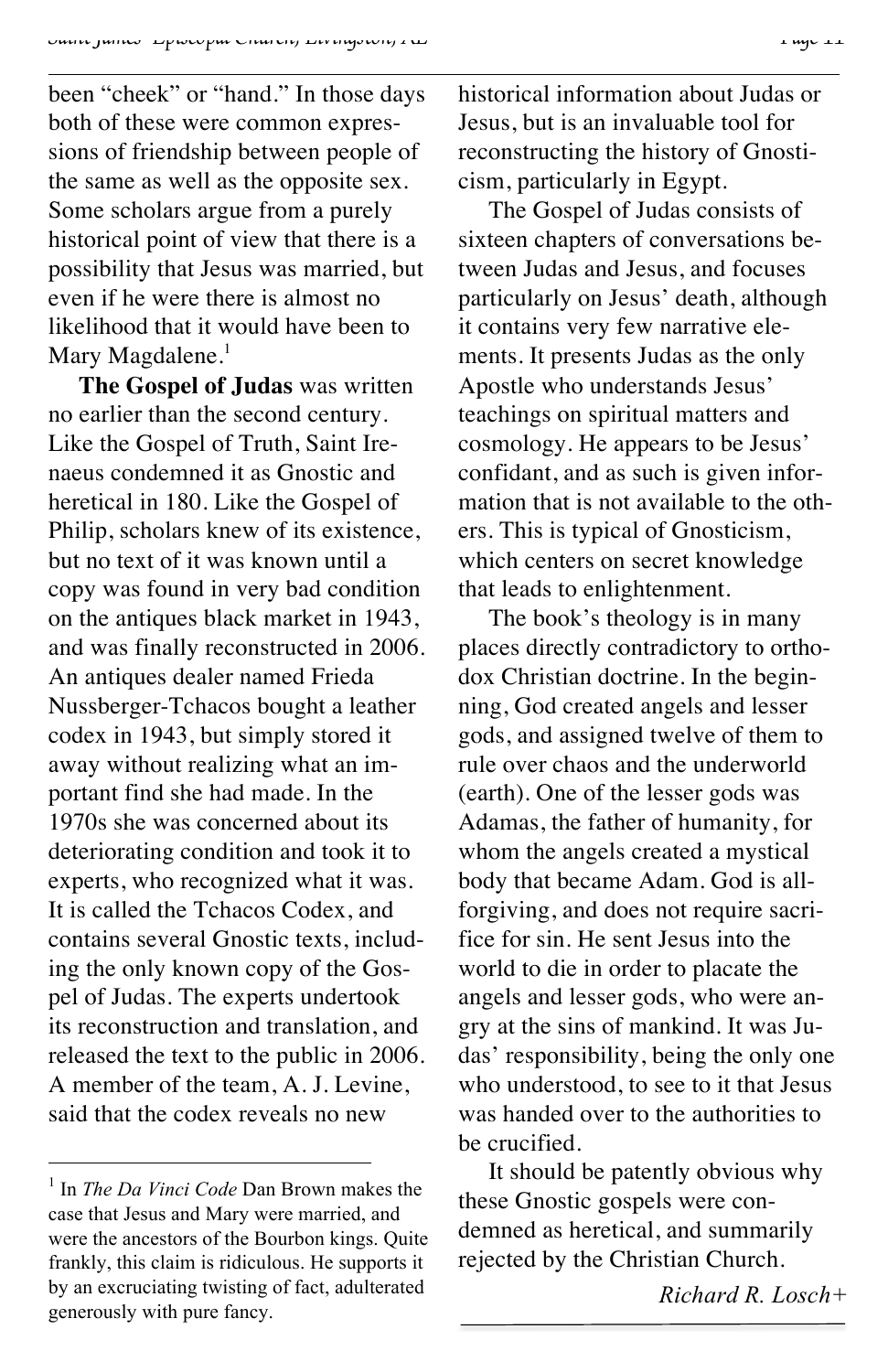been "cheek" or "hand." In those days both of these were common expressions of friendship between people of the same as well as the opposite sex. Some scholars argue from a purely historical point of view that there is a possibility that Jesus was married, but even if he were there is almost no likelihood that it would have been to Mary Magdalene.[1]

**The Gospel of Judas** was written no earlier than the second century. Like the Gospel of Truth, Saint Irenaeus condemned it as Gnostic and heretical in 180. Like the Gospel of Philip, scholars knew of its existence, but no text of it was known until a copy was found in very bad condition on the antiques black market in 1943, and was finally reconstructed in 2006. An antiques dealer named Frieda Nussberger-Tchacos bought a leather codex in 1943, but simply stored it away without realizing what an important find she had made. In the 1970s she was concerned about its deteriorating condition and took it to experts, who recognized what it was. It is called the Tchacos Codex, and contains several Gnostic texts, including the only known copy of the Gospel of Judas. The experts undertook its reconstruction and translation, and released the text to the public in 2006. A member of the team, A. J. Levine, said that the codex reveals no new historical information about Judas or Jesus, but is an invaluable tool for reconstructing the history of Gnosticism, particularly in Egypt.

The Gospel of Judas consists of sixteen chapters of conversations between Judas and Jesus, and focuses particularly on Jesus' death, although it contains very few narrative elements. It presents Judas as the only Apostle who understands Jesus' teachings on spiritual matters and cosmology. He appears to be Jesus' confidant, and as such is given information that is not available to the others. This is typical of Gnosticism, which centers on secret knowledge that leads to enlightenment.

The book's theology is in many places directly contradictory to orthodox Christian doctrine. In the beginning, God created angels and lesser gods, and assigned twelve of them to rule over chaos and the underworld (earth). One of the lesser gods was Adamas, the father of humanity, for whom the angels created a mystical body that became Adam. God is all-forgiving, and does not require sacrifice for sin. He sent Jesus into the world to die in order to placate the angels and lesser gods, who were angry at the sins of mankind. It was Judas' responsibility, being the only one who understood, to see to it that Jesus was handed over to the authorities to be crucified.

It should be patently obvious why these Gnostic gospels were condemned as heretical, and summarily rejected by the Christian Church.

*Richard R. Losch+*

---

[1] In *The Da Vinci Code* Dan Brown makes the case that Jesus and Mary were married, and were the ancestors of the Bourbon kings. Quite frankly, this claim is ridiculous. He supports it by an excruciating twisting of fact, adulterated generously with pure fancy.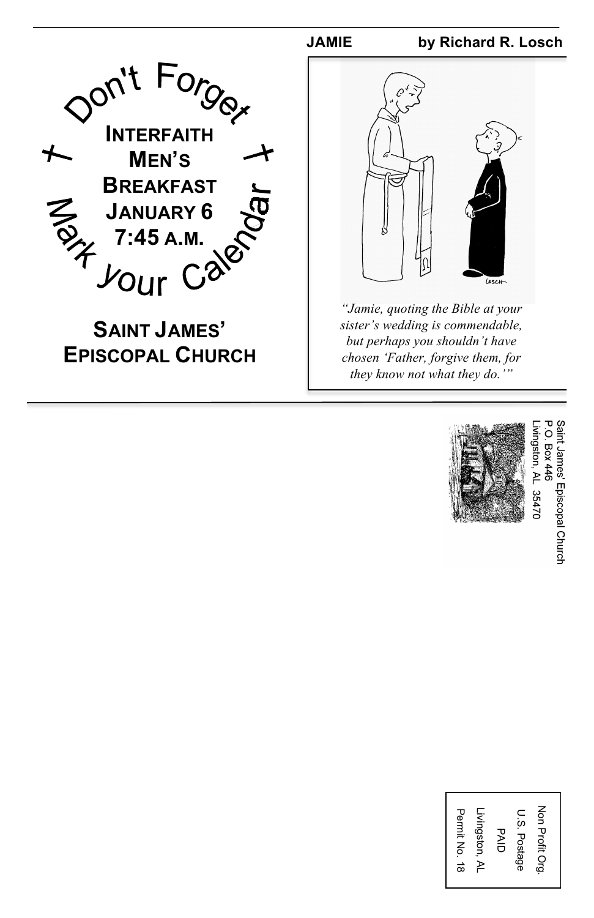Don't Forget ✝ Mark your Calendar ✝

**INTERFAITH MEN'S BREAKFAST**
**JANUARY 6**
**7:45 A.M.**

**SAINT JAMES' EPISCOPAL CHURCH**

**JAMIE** **by Richard R. Losch**

*"Jamie, quoting the Bible at your sister's wedding is commendable, but perhaps you shouldn't have chosen 'Father, forgive them, for they know not what they do.'"*

Saint James' Episcopal Church
P.O. Box 446
Livingston, AL 35470

Non Profit Org.
U.S. Postage
PAID
Livingston, AL
Permit No. 18